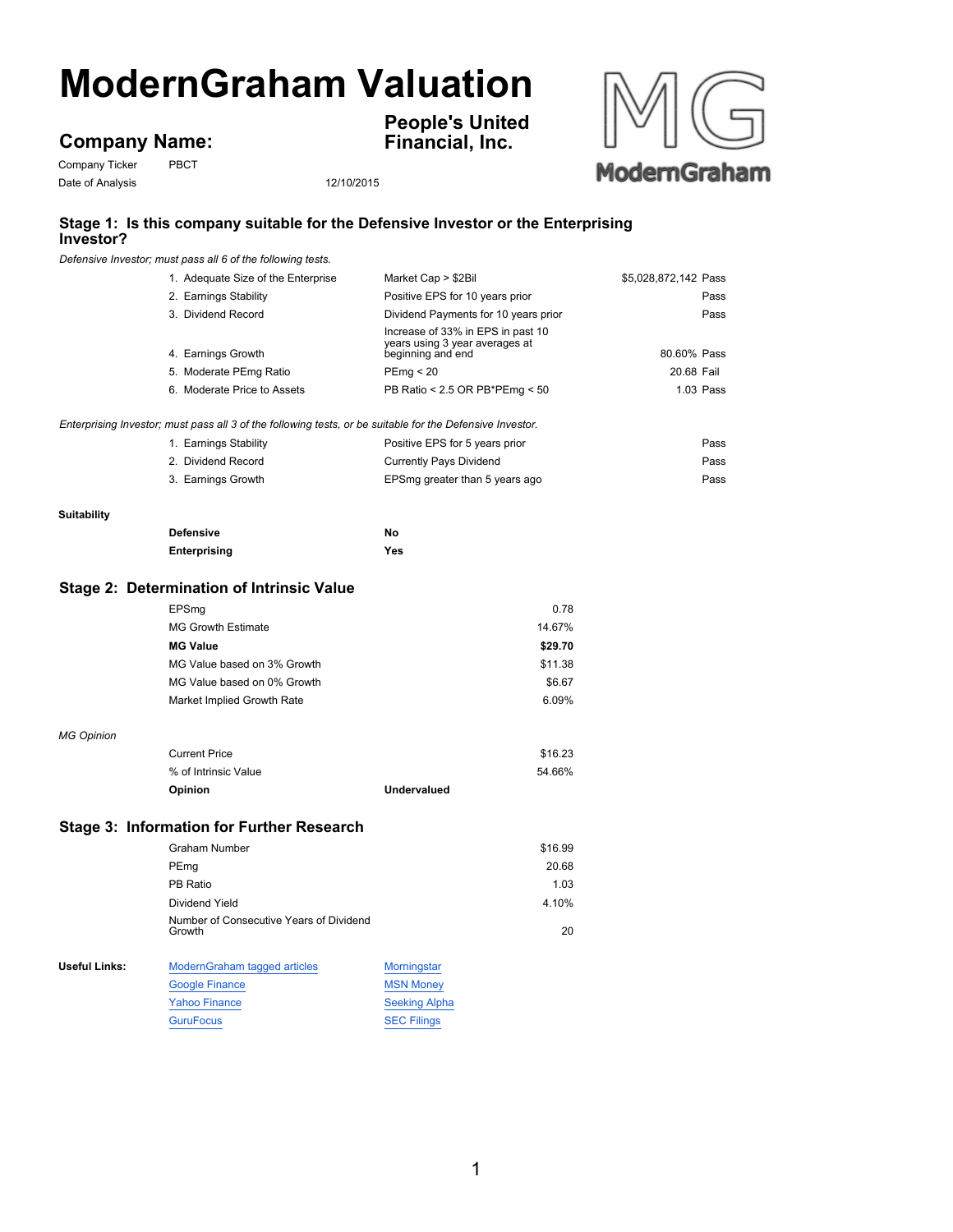# ModernGraham Valuation

## Company Name: People's United Financial, Inc.

Company Ticker PBCT

Date of Analysis 12/10/2015

### Stage 1: Is this company suitable for the Defensive Investor or the Enterprising Investor?

*Defensive Investor; must pass all 6 of the following tests.*

| Test | Criterion | Value | Result |
|---|---|---|---|
| 1. Adequate Size of the Enterprise | Market Cap > $2Bil | $5,028,872,142 | Pass |
| 2. Earnings Stability | Positive EPS for 10 years prior | | Pass |
| 3. Dividend Record | Dividend Payments for 10 years prior | | Pass |
| 4. Earnings Growth | Increase of 33% in EPS in past 10 years using 3 year averages at beginning and end | 80.60% | Pass |
| 5. Moderate PEmg Ratio | PEmg < 20 | 20.68 | Fail |
| 6. Moderate Price to Assets | PB Ratio < 2.5 OR PB*PEmg < 50 | 1.03 | Pass |

*Enterprising Investor; must pass all 3 of the following tests, or be suitable for the Defensive Investor.*

| Test | Criterion | Result |
|---|---|---|
| 1. Earnings Stability | Positive EPS for 5 years prior | Pass |
| 2. Dividend Record | Currently Pays Dividend | Pass |
| 3. Earnings Growth | EPSmg greater than 5 years ago | Pass |

**Suitability**

| | |
|---|---|
| **Defensive** | **No** |
| **Enterprising** | **Yes** |

### Stage 2: Determination of Intrinsic Value

| | |
|---|---|
| EPSmg | 0.78 |
| MG Growth Estimate | 14.67% |
| **MG Value** | **$29.70** |
| MG Value based on 3% Growth | $11.38 |
| MG Value based on 0% Growth | $6.67 |
| Market Implied Growth Rate | 6.09% |

*MG Opinion*

| | |
|---|---|
| Current Price | $16.23 |
| % of Intrinsic Value | 54.66% |
| **Opinion** | **Undervalued** |

### Stage 3: Information for Further Research

| | |
|---|---|
| Graham Number | $16.99 |
| PEmg | 20.68 |
| PB Ratio | 1.03 |
| Dividend Yield | 4.10% |
| Number of Consecutive Years of Dividend Growth | 20 |

**Useful Links:**

- ModernGraham tagged articles
- Google Finance
- Yahoo Finance
- GuruFocus
- Morningstar
- MSN Money
- Seeking Alpha
- SEC Filings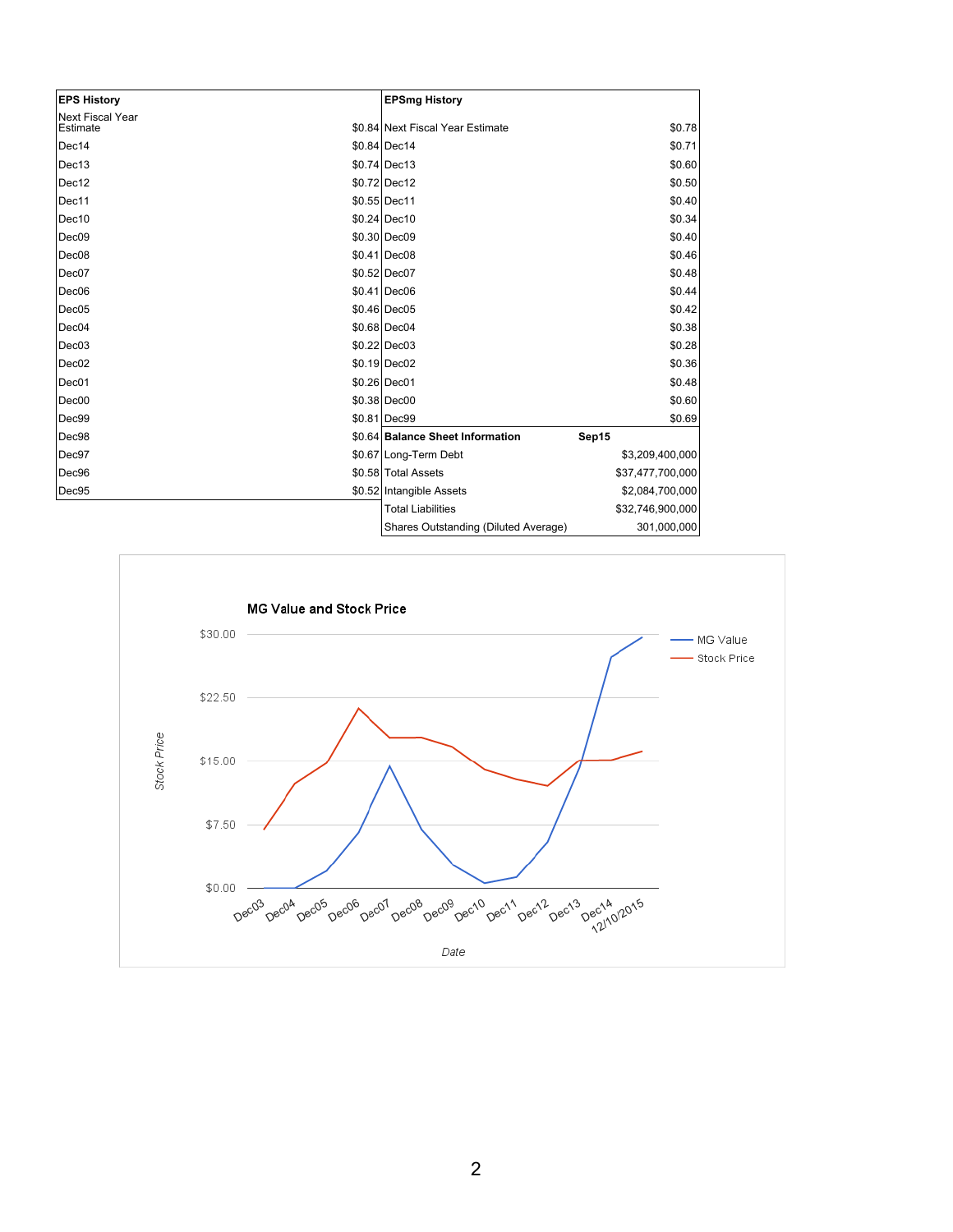| EPS History | |
|---|---|
| Next Fiscal Year Estimate | $0.84 |
| Dec14 | $0.84 |
| Dec13 | $0.74 |
| Dec12 | $0.72 |
| Dec11 | $0.55 |
| Dec10 | $0.24 |
| Dec09 | $0.30 |
| Dec08 | $0.41 |
| Dec07 | $0.52 |
| Dec06 | $0.41 |
| Dec05 | $0.46 |
| Dec04 | $0.68 |
| Dec03 | $0.22 |
| Dec02 | $0.19 |
| Dec01 | $0.26 |
| Dec00 | $0.38 |
| Dec99 | $0.81 |
| Dec98 | $0.64 |
| Dec97 | $0.67 |
| Dec96 | $0.58 |
| Dec95 | $0.52 |

| EPSmg History | |
|---|---|
| Next Fiscal Year Estimate | $0.78 |
| Dec14 | $0.71 |
| Dec13 | $0.60 |
| Dec12 | $0.50 |
| Dec11 | $0.40 |
| Dec10 | $0.34 |
| Dec09 | $0.40 |
| Dec08 | $0.46 |
| Dec07 | $0.48 |
| Dec06 | $0.44 |
| Dec05 | $0.42 |
| Dec04 | $0.38 |
| Dec03 | $0.28 |
| Dec02 | $0.36 |
| Dec01 | $0.48 |
| Dec00 | $0.60 |
| Dec99 | $0.69 |

| Balance Sheet Information | Sep15 |
|---|---|
| Long-Term Debt | $3,209,400,000 |
| Total Assets | $37,477,700,000 |
| Intangible Assets | $2,084,700,000 |
| Total Liabilities | $32,746,900,000 |
| Shares Outstanding (Diluted Average) | 301,000,000 |

**MG Value and Stock Price**

(Chart: Stock Price vs. Date, Dec03 through 12/10/2015; series: MG Value, Stock Price)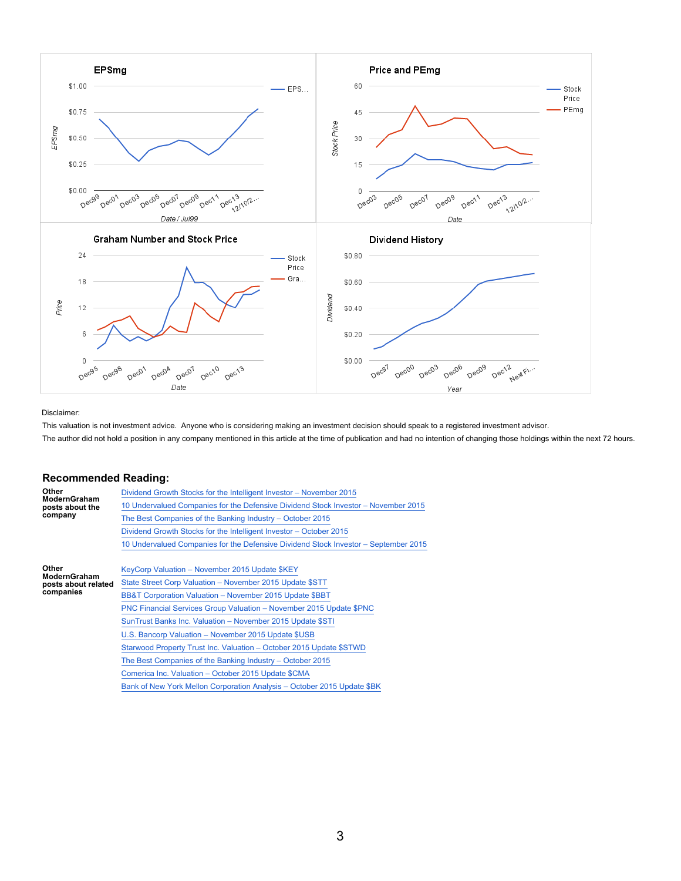EPSmg

$1.00
$0.75
$0.50
$0.25
$0.00

EPSmg

Dec99 Dec01 Dec03 Dec05 Dec07 Dec09 Dec11 Dec13 12/10/2...

Date / Jul99

EPS...

Price and PEmg

60
45
30
15
0

Stock Price

Dec03 Dec05 Dec07 Dec09 Dec11 Dec13 12/10/2...

Date

Stock Price

PEmg

Graham Number and Stock Price

24
18
12
6
0

Price

Dec95 Dec98 Dec01 Dec04 Dec07 Dec10 Dec13

Date

Stock Price

Gra...

Dividend History

$0.80
$0.60
$0.40
$0.20
$0.00

Dividend

Dec97 Dec00 Dec03 Dec06 Dec09 Dec12 Next Fi...

Year

Disclaimer:

This valuation is not investment advice. Anyone who is considering making an investment decision should speak to a registered investment advisor.

The author did not hold a position in any company mentioned in this article at the time of publication and had no intention of changing those holdings within the next 72 hours.

## Recommended Reading:

**Other ModernGraham posts about the company**

- Dividend Growth Stocks for the Intelligent Investor – November 2015
- 10 Undervalued Companies for the Defensive Dividend Stock Investor – November 2015
- The Best Companies of the Banking Industry – October 2015
- Dividend Growth Stocks for the Intelligent Investor – October 2015
- 10 Undervalued Companies for the Defensive Dividend Stock Investor – September 2015

**Other ModernGraham posts about related companies**

- KeyCorp Valuation – November 2015 Update $KEY
- State Street Corp Valuation – November 2015 Update $STT
- BB&T Corporation Valuation – November 2015 Update $BBT
- PNC Financial Services Group Valuation – November 2015 Update $PNC
- SunTrust Banks Inc. Valuation – November 2015 Update $STI
- U.S. Bancorp Valuation – November 2015 Update $USB
- Starwood Property Trust Inc. Valuation – October 2015 Update $STWD
- The Best Companies of the Banking Industry – October 2015
- Comerica Inc. Valuation – October 2015 Update $CMA
- Bank of New York Mellon Corporation Analysis – October 2015 Update $BK